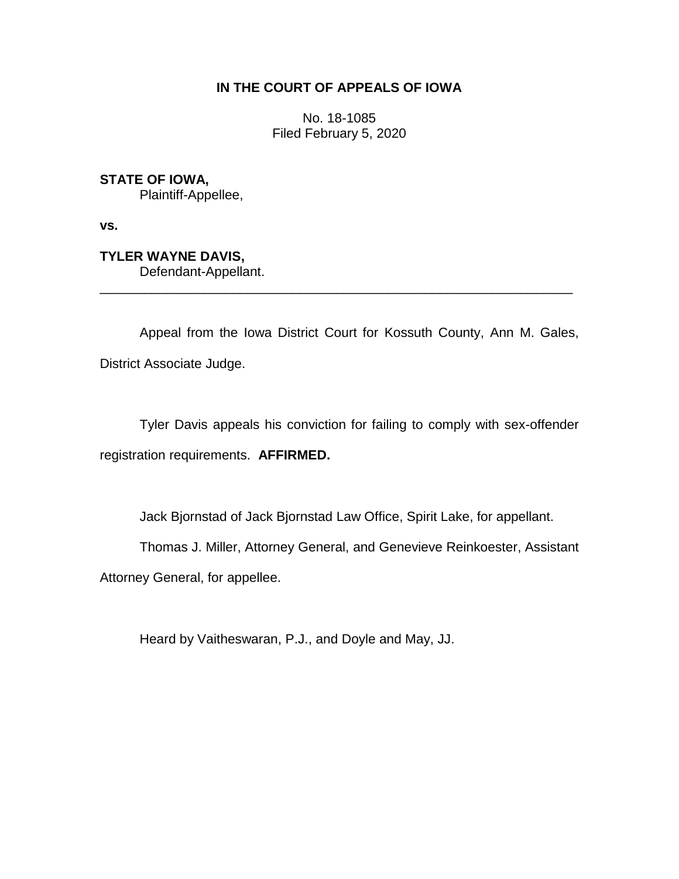**IN THE COURT OF APPEALS OF IOWA**

No. 18-1085
Filed February 5, 2020

**STATE OF IOWA,**
Plaintiff-Appellee,

**vs.**

**TYLER WAYNE DAVIS,**
Defendant-Appellant.

---

Appeal from the Iowa District Court for Kossuth County, Ann M. Gales, District Associate Judge.

Tyler Davis appeals his conviction for failing to comply with sex-offender registration requirements. **AFFIRMED.**

Jack Bjornstad of Jack Bjornstad Law Office, Spirit Lake, for appellant.

Thomas J. Miller, Attorney General, and Genevieve Reinkoester, Assistant Attorney General, for appellee.

Heard by Vaitheswaran, P.J., and Doyle and May, JJ.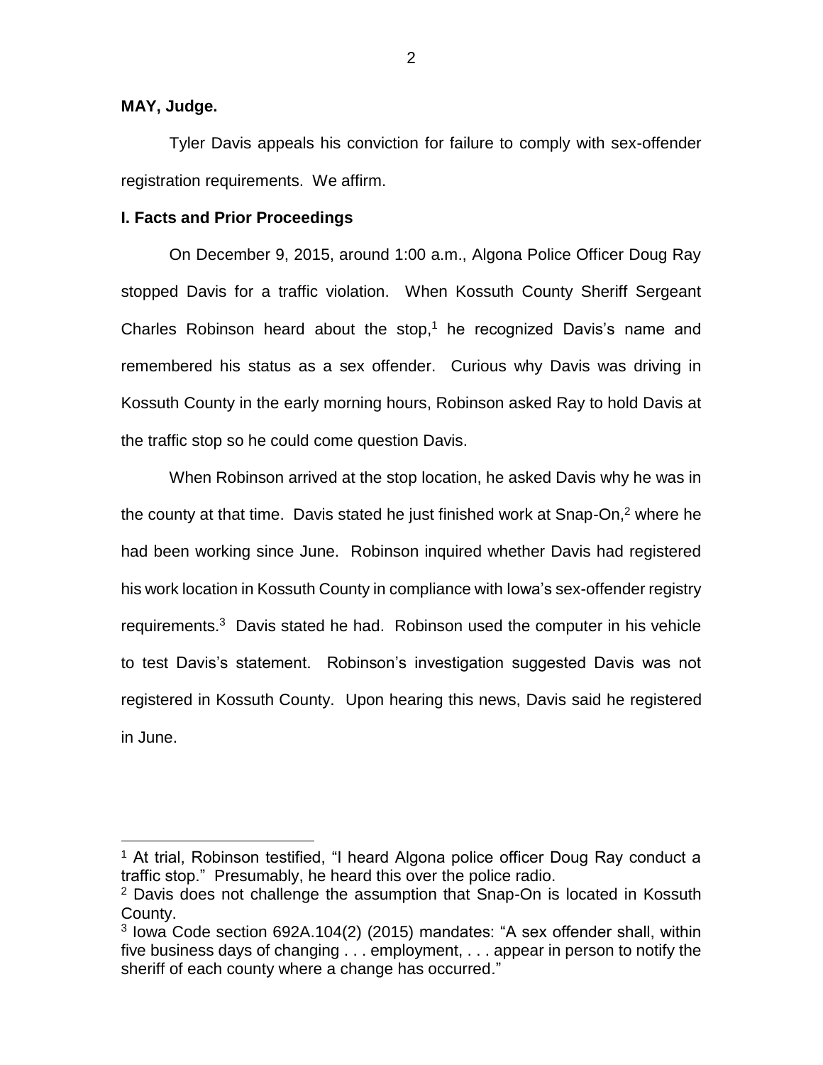**MAY, Judge.**

Tyler Davis appeals his conviction for failure to comply with sex-offender registration requirements. We affirm.

**I. Facts and Prior Proceedings**

On December 9, 2015, around 1:00 a.m., Algona Police Officer Doug Ray stopped Davis for a traffic violation. When Kossuth County Sheriff Sergeant Charles Robinson heard about the stop,[1] he recognized Davis's name and remembered his status as a sex offender. Curious why Davis was driving in Kossuth County in the early morning hours, Robinson asked Ray to hold Davis at the traffic stop so he could come question Davis.

When Robinson arrived at the stop location, he asked Davis why he was in the county at that time. Davis stated he just finished work at Snap-On,[2] where he had been working since June. Robinson inquired whether Davis had registered his work location in Kossuth County in compliance with Iowa's sex-offender registry requirements.[3] Davis stated he had. Robinson used the computer in his vehicle to test Davis's statement. Robinson's investigation suggested Davis was not registered in Kossuth County. Upon hearing this news, Davis said he registered in June.

---

[1] At trial, Robinson testified, "I heard Algona police officer Doug Ray conduct a traffic stop." Presumably, he heard this over the police radio.

[2] Davis does not challenge the assumption that Snap-On is located in Kossuth County.

[3] Iowa Code section 692A.104(2) (2015) mandates: "A sex offender shall, within five business days of changing . . . employment, . . . appear in person to notify the sheriff of each county where a change has occurred."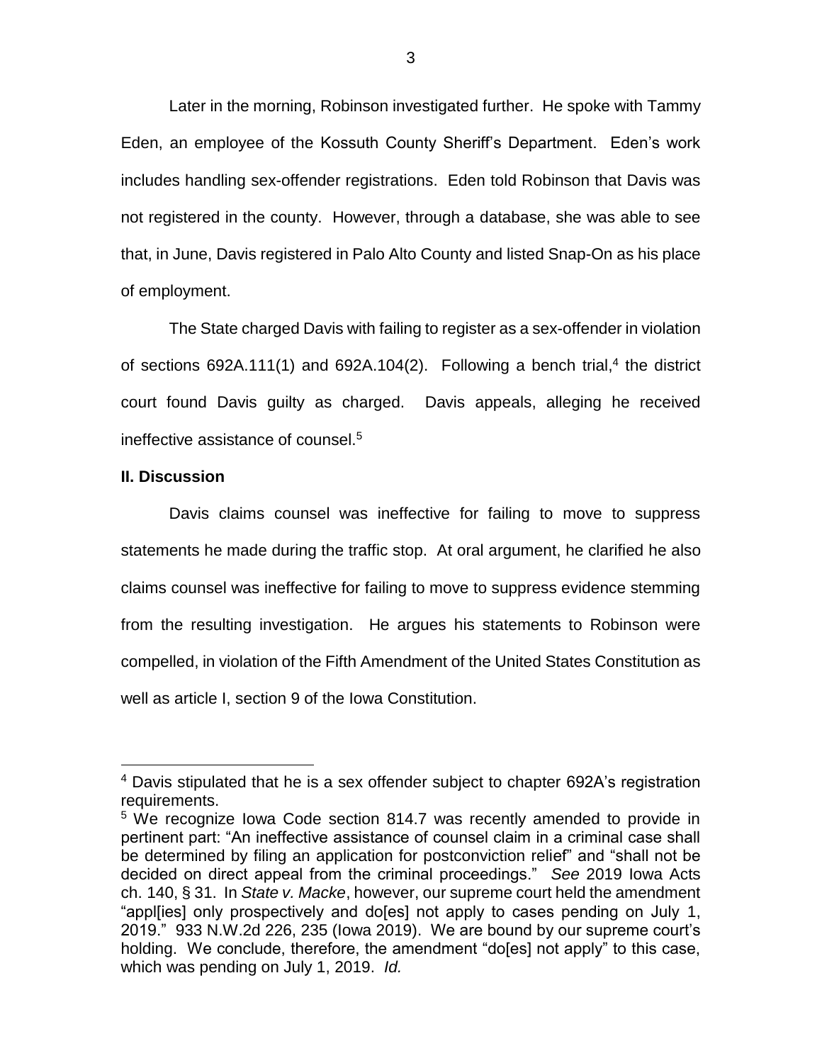Later in the morning, Robinson investigated further. He spoke with Tammy Eden, an employee of the Kossuth County Sheriff's Department. Eden's work includes handling sex-offender registrations. Eden told Robinson that Davis was not registered in the county. However, through a database, she was able to see that, in June, Davis registered in Palo Alto County and listed Snap-On as his place of employment.

The State charged Davis with failing to register as a sex-offender in violation of sections 692A.111(1) and 692A.104(2). Following a bench trial,[4] the district court found Davis guilty as charged. Davis appeals, alleging he received ineffective assistance of counsel.[5]

**II. Discussion**

Davis claims counsel was ineffective for failing to move to suppress statements he made during the traffic stop. At oral argument, he clarified he also claims counsel was ineffective for failing to move to suppress evidence stemming from the resulting investigation. He argues his statements to Robinson were compelled, in violation of the Fifth Amendment of the United States Constitution as well as article I, section 9 of the Iowa Constitution.

---

[4] Davis stipulated that he is a sex offender subject to chapter 692A's registration requirements.

[5] We recognize Iowa Code section 814.7 was recently amended to provide in pertinent part: "An ineffective assistance of counsel claim in a criminal case shall be determined by filing an application for postconviction relief" and "shall not be decided on direct appeal from the criminal proceedings." *See* 2019 Iowa Acts ch. 140, § 31. In *State v. Macke*, however, our supreme court held the amendment "appl[ies] only prospectively and do[es] not apply to cases pending on July 1, 2019." 933 N.W.2d 226, 235 (Iowa 2019). We are bound by our supreme court's holding. We conclude, therefore, the amendment "do[es] not apply" to this case, which was pending on July 1, 2019. *Id.*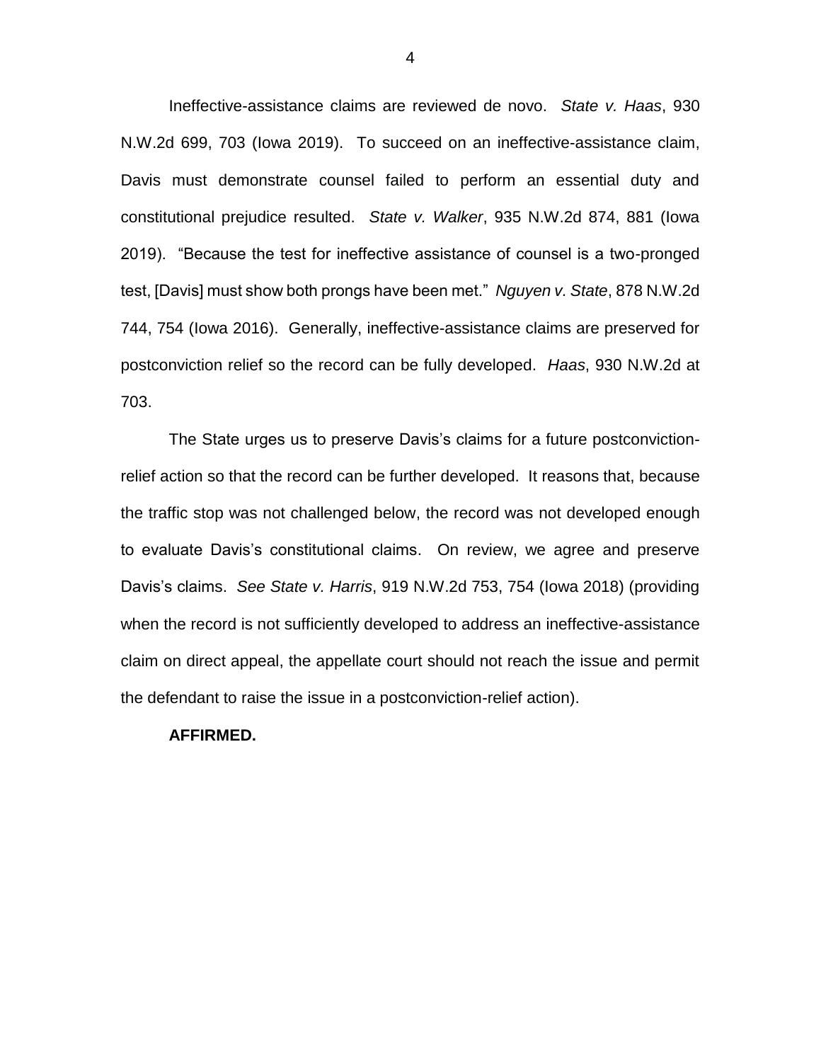Ineffective-assistance claims are reviewed de novo. *State v. Haas*, 930 N.W.2d 699, 703 (Iowa 2019). To succeed on an ineffective-assistance claim, Davis must demonstrate counsel failed to perform an essential duty and constitutional prejudice resulted. *State v. Walker*, 935 N.W.2d 874, 881 (Iowa 2019). "Because the test for ineffective assistance of counsel is a two-pronged test, [Davis] must show both prongs have been met." *Nguyen v. State*, 878 N.W.2d 744, 754 (Iowa 2016). Generally, ineffective-assistance claims are preserved for postconviction relief so the record can be fully developed. *Haas*, 930 N.W.2d at 703.

The State urges us to preserve Davis's claims for a future postconviction-relief action so that the record can be further developed. It reasons that, because the traffic stop was not challenged below, the record was not developed enough to evaluate Davis's constitutional claims. On review, we agree and preserve Davis's claims. *See State v. Harris*, 919 N.W.2d 753, 754 (Iowa 2018) (providing when the record is not sufficiently developed to address an ineffective-assistance claim on direct appeal, the appellate court should not reach the issue and permit the defendant to raise the issue in a postconviction-relief action).

**AFFIRMED.**